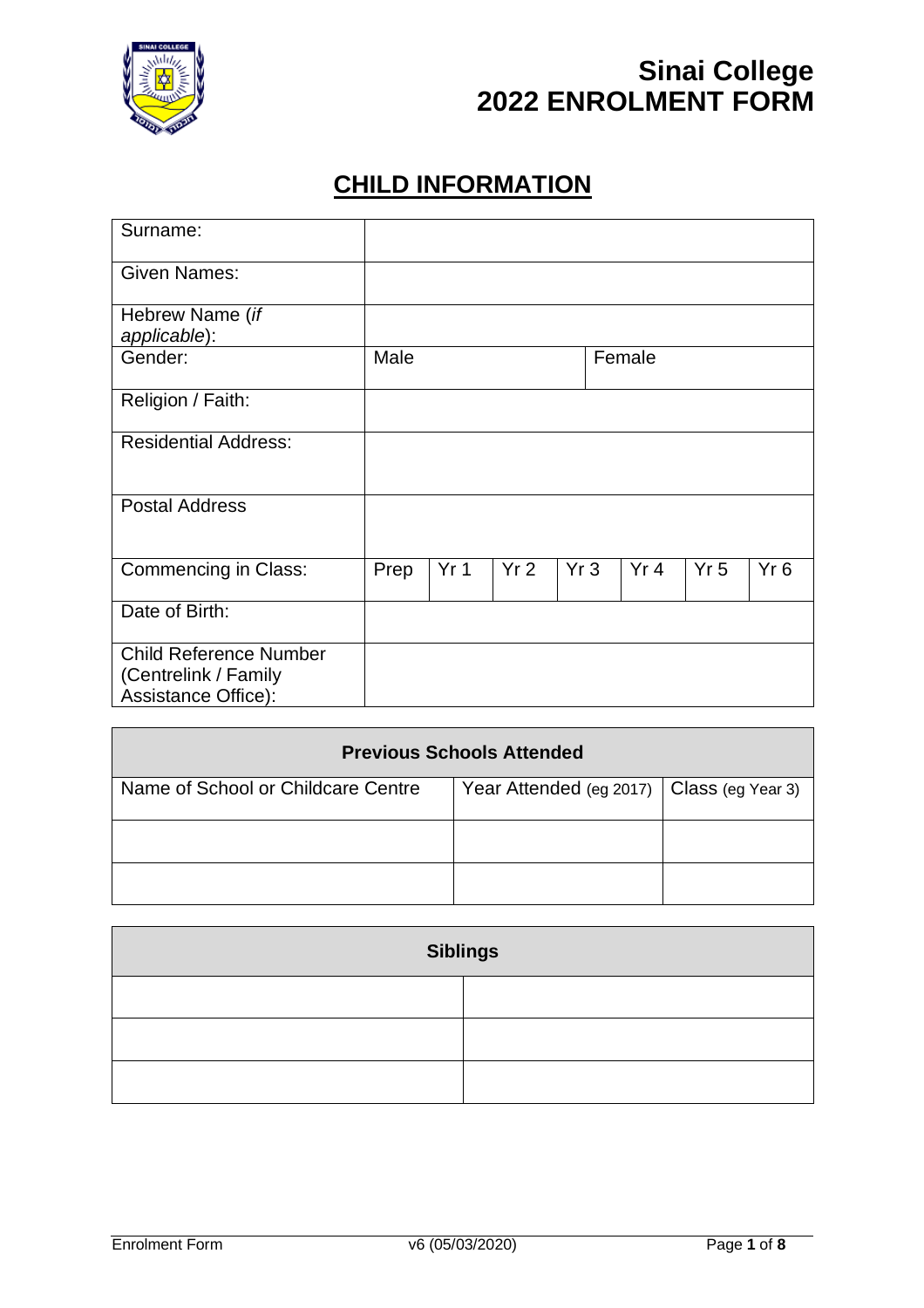# Sinai College
# 2022 ENROLMENT FORM

## CHILD INFORMATION

| | | | | | | | |
|---|---|---|---|---|---|---|---|
| Surname: | | | | | | | |
| Given Names: | | | | | | | |
| Hebrew Name (*if applicable*): | | | | | | | |
| Gender: | Male | | | | Female | | |
| Religion / Faith: | | | | | | | |
| Residential Address: | | | | | | | |
| Postal Address | | | | | | | |
| Commencing in Class: | Prep | Yr 1 | Yr 2 | Yr 3 | Yr 4 | Yr 5 | Yr 6 |
| Date of Birth: | | | | | | | |
| Child Reference Number (Centrelink / Family Assistance Office): | | | | | | | |

| **Previous Schools Attended** | | |
|---|---|---|
| Name of School or Childcare Centre | Year Attended (eg 2017) | Class (eg Year 3) |
| | | |
| | | |

| **Siblings** | |
|---|---|
| | |
| | |
| | |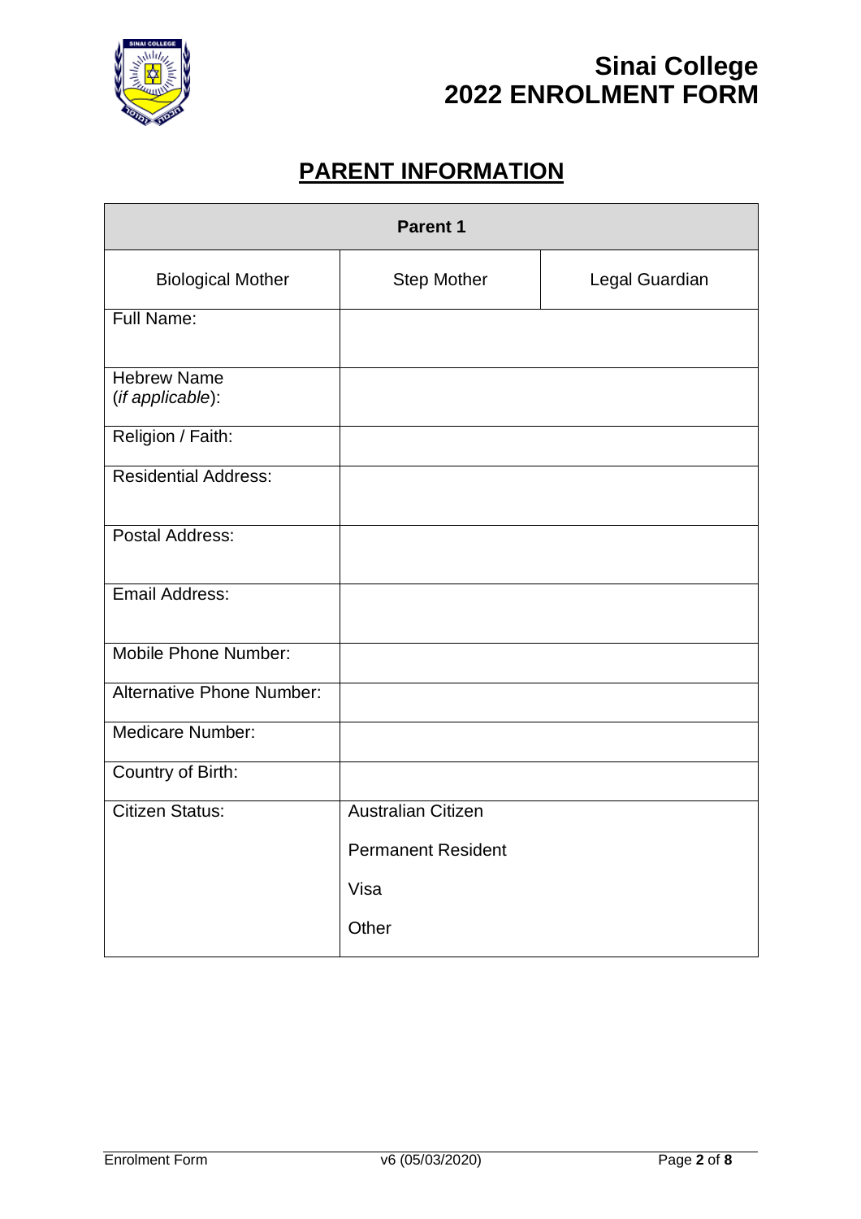# Sinai College
# 2022 ENROLMENT FORM

## PARENT INFORMATION

| Parent 1 | | |
|---|---|---|
| Biological Mother | Step Mother | Legal Guardian |
| Full Name: | | |
| Hebrew Name (*if applicable*): | | |
| Religion / Faith: | | |
| Residential Address: | | |
| Postal Address: | | |
| Email Address: | | |
| Mobile Phone Number: | | |
| Alternative Phone Number: | | |
| Medicare Number: | | |
| Country of Birth: | | |
| Citizen Status: | Australian Citizen<br>Permanent Resident<br>Visa<br>Other | |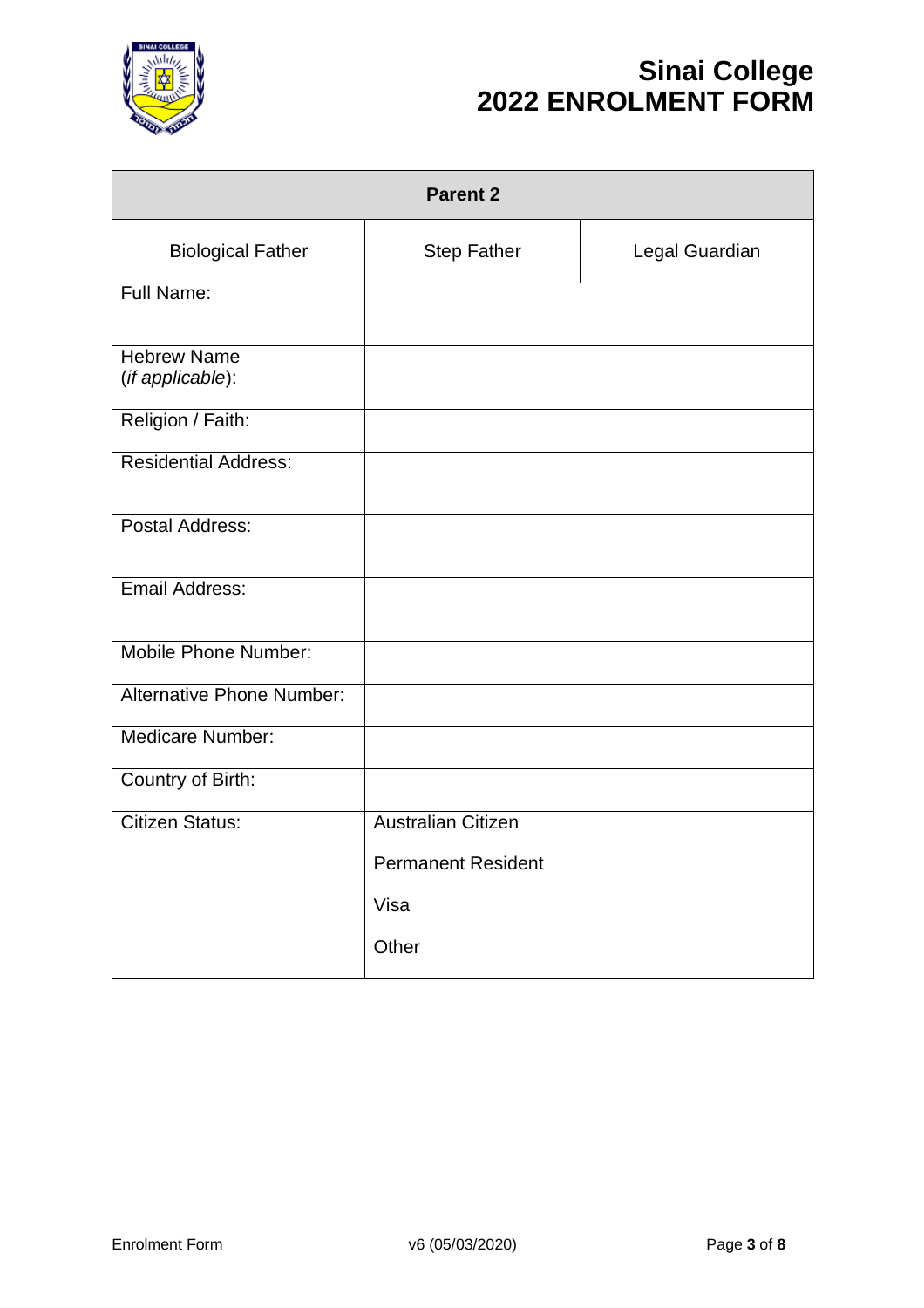# Sinai College
# 2022 ENROLMENT FORM

| Parent 2 | | |
|---|---|---|
| Biological Father | Step Father | Legal Guardian |
| Full Name: | | |
| Hebrew Name (*if applicable*): | | |
| Religion / Faith: | | |
| Residential Address: | | |
| Postal Address: | | |
| Email Address: | | |
| Mobile Phone Number: | | |
| Alternative Phone Number: | | |
| Medicare Number: | | |
| Country of Birth: | | |
| Citizen Status: | Australian Citizen<br>Permanent Resident<br>Visa<br>Other | |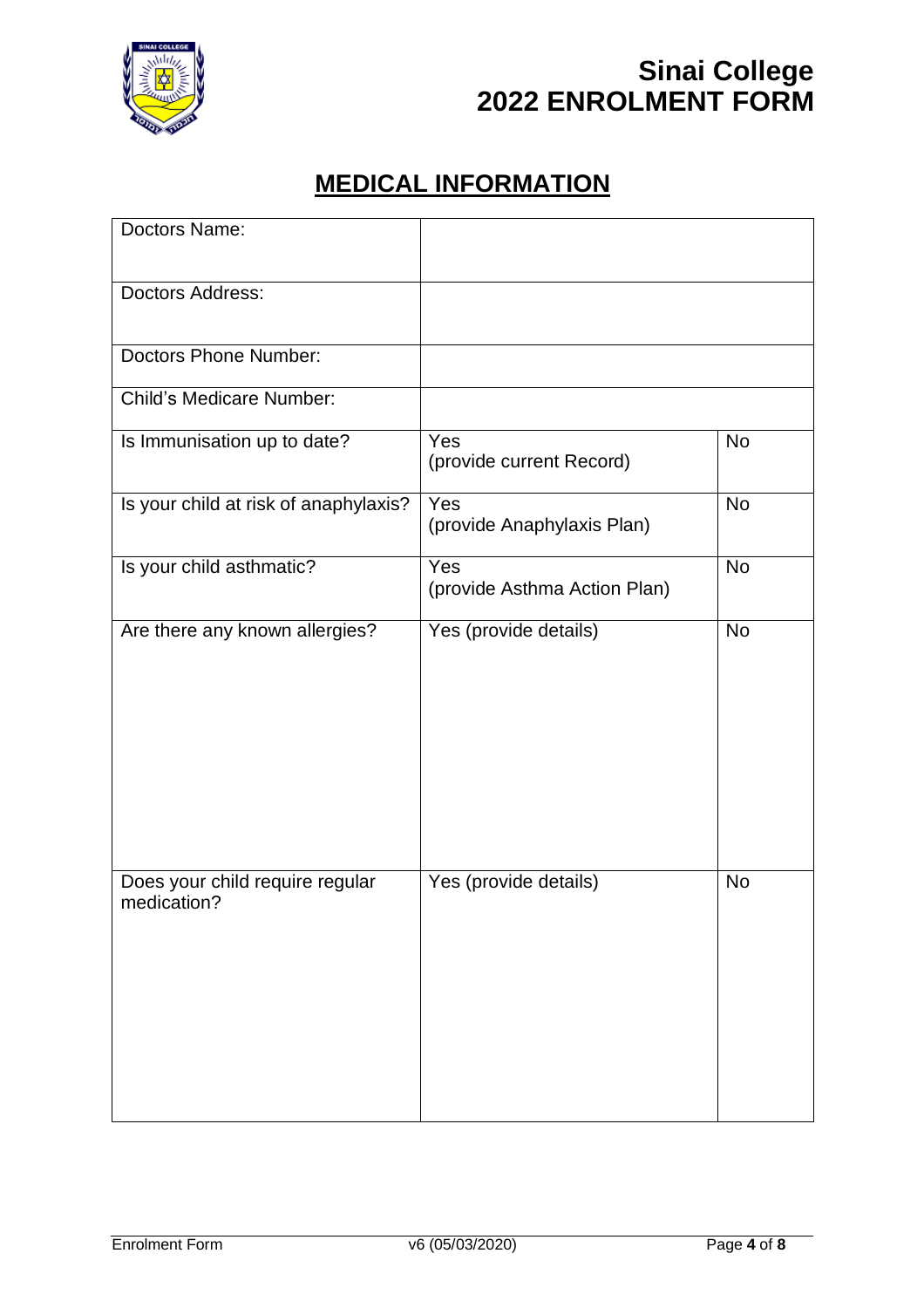Sinai College
2022 ENROLMENT FORM

# MEDICAL INFORMATION

| | | |
|---|---|---|
| Doctors Name: | | |
| Doctors Address: | | |
| Doctors Phone Number: | | |
| Child's Medicare Number: | | |
| Is Immunisation up to date? | Yes (provide current Record) | No |
| Is your child at risk of anaphylaxis? | Yes (provide Anaphylaxis Plan) | No |
| Is your child asthmatic? | Yes (provide Asthma Action Plan) | No |
| Are there any known allergies? | Yes (provide details) | No |
| Does your child require regular medication? | Yes (provide details) | No |

Enrolment Form v6 (05/03/2020)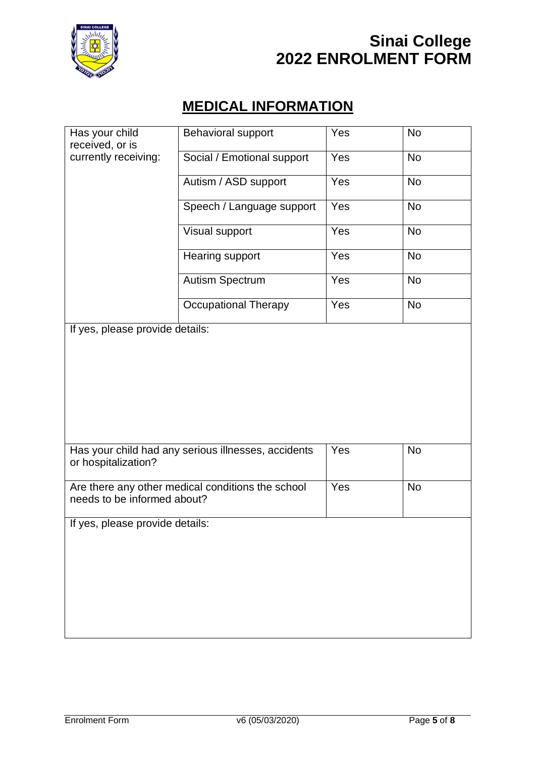# Sinai College
# 2022 ENROLMENT FORM

## MEDICAL INFORMATION

| Has your child received, or is currently receiving: | Behavioral support | Yes | No |
|---|---|---|---|
| | Social / Emotional support | Yes | No |
| | Autism / ASD support | Yes | No |
| | Speech / Language support | Yes | No |
| | Visual support | Yes | No |
| | Hearing support | Yes | No |
| | Autism Spectrum | Yes | No |
| | Occupational Therapy | Yes | No |
| If yes, please provide details: | | | |
| Has your child had any serious illnesses, accidents or hospitalization? | | Yes | No |
| Are there any other medical conditions the school needs to be informed about? | | Yes | No |
| If yes, please provide details: | | | |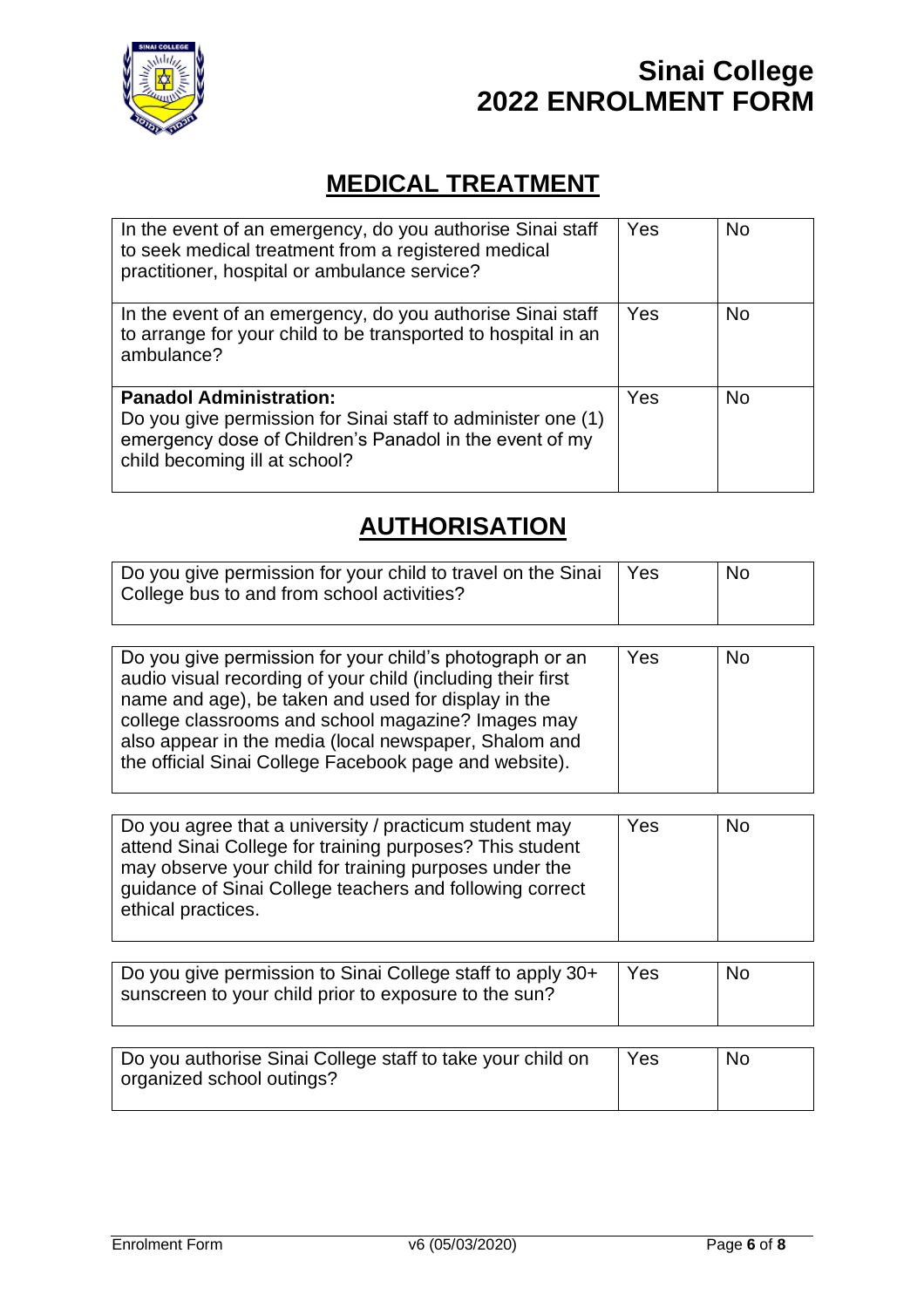# Sinai College
# 2022 ENROLMENT FORM

## MEDICAL TREATMENT

| | | |
|---|---|---|
| In the event of an emergency, do you authorise Sinai staff to seek medical treatment from a registered medical practitioner, hospital or ambulance service? | Yes | No |
| In the event of an emergency, do you authorise Sinai staff to arrange for your child to be transported to hospital in an ambulance? | Yes | No |
| **Panadol Administration:** Do you give permission for Sinai staff to administer one (1) emergency dose of Children's Panadol in the event of my child becoming ill at school? | Yes | No |

## AUTHORISATION

| | | |
|---|---|---|
| Do you give permission for your child to travel on the Sinai College bus to and from school activities? | Yes | No |

| | | |
|---|---|---|
| Do you give permission for your child's photograph or an audio visual recording of your child (including their first name and age), be taken and used for display in the college classrooms and school magazine? Images may also appear in the media (local newspaper, Shalom and the official Sinai College Facebook page and website). | Yes | No |

| | | |
|---|---|---|
| Do you agree that a university / practicum student may attend Sinai College for training purposes? This student may observe your child for training purposes under the guidance of Sinai College teachers and following correct ethical practices. | Yes | No |

| | | |
|---|---|---|
| Do you give permission to Sinai College staff to apply 30+ sunscreen to your child prior to exposure to the sun? | Yes | No |

| | | |
|---|---|---|
| Do you authorise Sinai College staff to take your child on organized school outings? | Yes | No |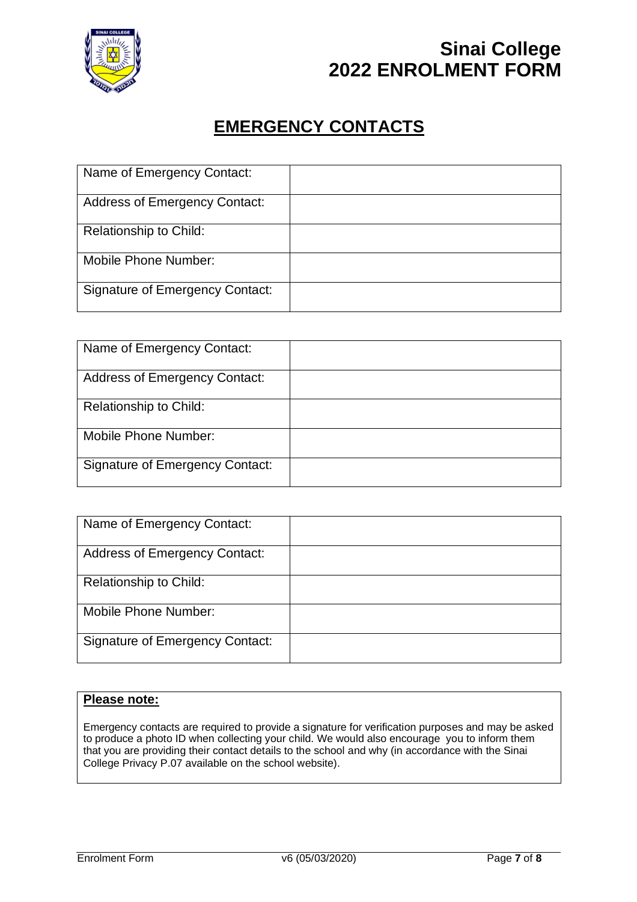# Sinai College
# 2022 ENROLMENT FORM

## EMERGENCY CONTACTS

| | |
|---|---|
| Name of Emergency Contact: | |
| Address of Emergency Contact: | |
| Relationship to Child: | |
| Mobile Phone Number: | |
| Signature of Emergency Contact: | |

| | |
|---|---|
| Name of Emergency Contact: | |
| Address of Emergency Contact: | |
| Relationship to Child: | |
| Mobile Phone Number: | |
| Signature of Emergency Contact: | |

| | |
|---|---|
| Name of Emergency Contact: | |
| Address of Emergency Contact: | |
| Relationship to Child: | |
| Mobile Phone Number: | |
| Signature of Emergency Contact: | |

**Please note:**

Emergency contacts are required to provide a signature for verification purposes and may be asked to produce a photo ID when collecting your child. We would also encourage you to inform them that you are providing their contact details to the school and why (in accordance with the Sinai College Privacy P.07 available on the school website).

Enrolment Form v6 (05/03/2020)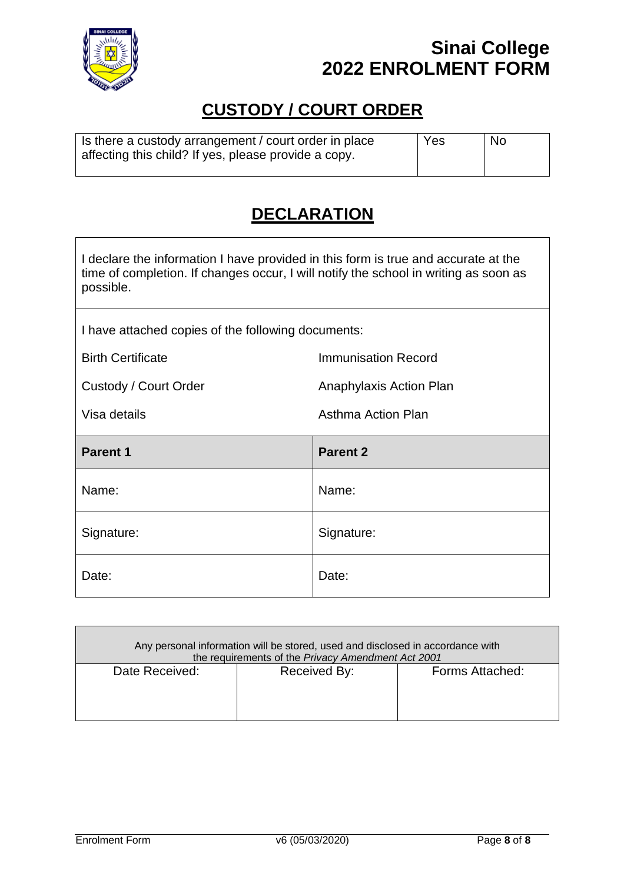# Sinai College
# 2022 ENROLMENT FORM

## CUSTODY / COURT ORDER

| | | |
|---|---|---|
| Is there a custody arrangement / court order in place affecting this child? If yes, please provide a copy. | Yes | No |

## DECLARATION

I declare the information I have provided in this form is true and accurate at the time of completion. If changes occur, I will notify the school in writing as soon as possible.

I have attached copies of the following documents:

| | |
|---|---|
| Birth Certificate | Immunisation Record |
| Custody / Court Order | Anaphylaxis Action Plan |
| Visa details | Asthma Action Plan |

| **Parent 1** | **Parent 2** |
|---|---|
| Name: | Name: |
| Signature: | Signature: |
| Date: | Date: |

Any personal information will be stored, used and disclosed in accordance with the requirements of the *Privacy Amendment Act 2001*

| Date Received: | Received By: | Forms Attached: |
|---|---|---|
| | | |